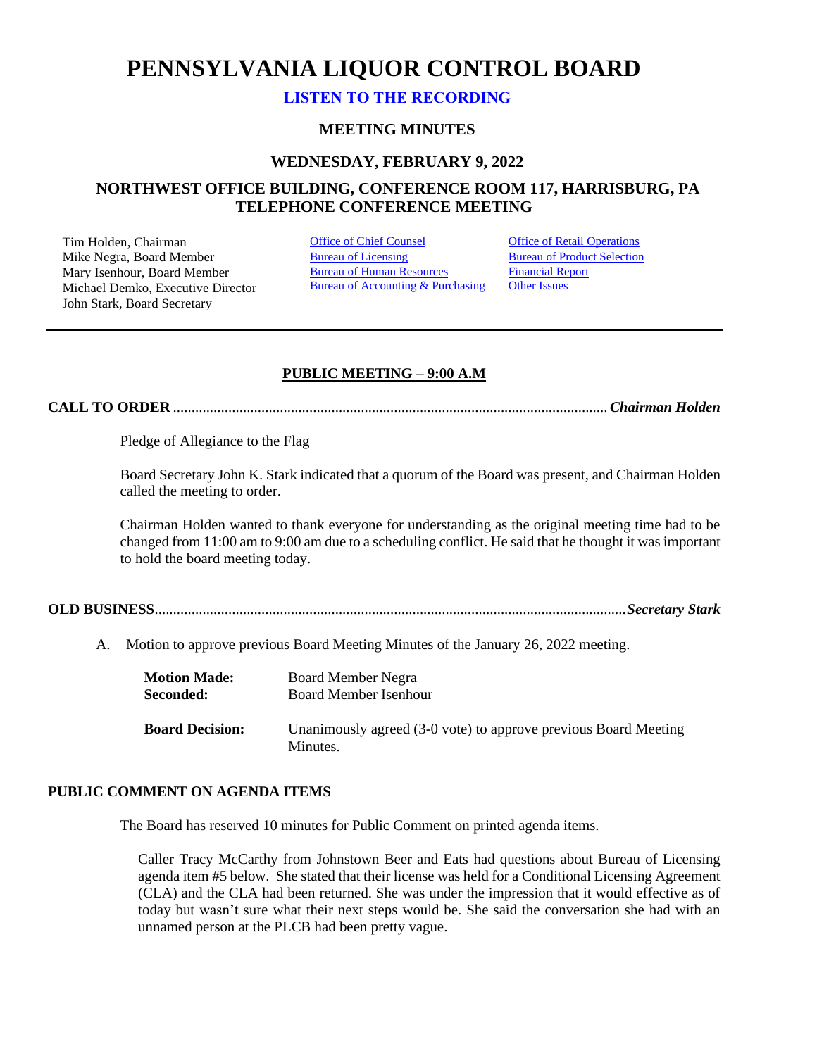# PENNSYLVANIA LIQUOR CONTROL BOARD

**LISTEN TO THE RECORDING**

## MEETING MINUTES

### WEDNESDAY, FEBRUARY 9, 2022

### NORTHWEST OFFICE BUILDING, CONFERENCE ROOM 117, HARRISBURG, PA
### TELEPHONE CONFERENCE MEETING

Tim Holden, Chairman
Mike Negra, Board Member
Mary Isenhour, Board Member
Michael Demko, Executive Director
John Stark, Board Secretary

Office of Chief Counsel
Bureau of Licensing
Bureau of Human Resources
Bureau of Accounting & Purchasing

Office of Retail Operations
Bureau of Product Selection
Financial Report
Other Issues

---

**PUBLIC MEETING – 9:00 A.M**

**CALL TO ORDER** .................................................................................................................. ***Chairman Holden***

Pledge of Allegiance to the Flag

Board Secretary John K. Stark indicated that a quorum of the Board was present, and Chairman Holden called the meeting to order.

Chairman Holden wanted to thank everyone for understanding as the original meeting time had to be changed from 11:00 am to 9:00 am due to a scheduling conflict. He said that he thought it was important to hold the board meeting today.

**OLD BUSINESS**.............................................................................................................................. ***Secretary Stark***

A. Motion to approve previous Board Meeting Minutes of the January 26, 2022 meeting.

| | |
|---|---|
| **Motion Made:** | Board Member Negra |
| **Seconded:** | Board Member Isenhour |
| **Board Decision:** | Unanimously agreed (3-0 vote) to approve previous Board Meeting Minutes. |

**PUBLIC COMMENT ON AGENDA ITEMS**

The Board has reserved 10 minutes for Public Comment on printed agenda items.

Caller Tracy McCarthy from Johnstown Beer and Eats had questions about Bureau of Licensing agenda item #5 below. She stated that their license was held for a Conditional Licensing Agreement (CLA) and the CLA had been returned. She was under the impression that it would effective as of today but wasn't sure what their next steps would be. She said the conversation she had with an unnamed person at the PLCB had been pretty vague.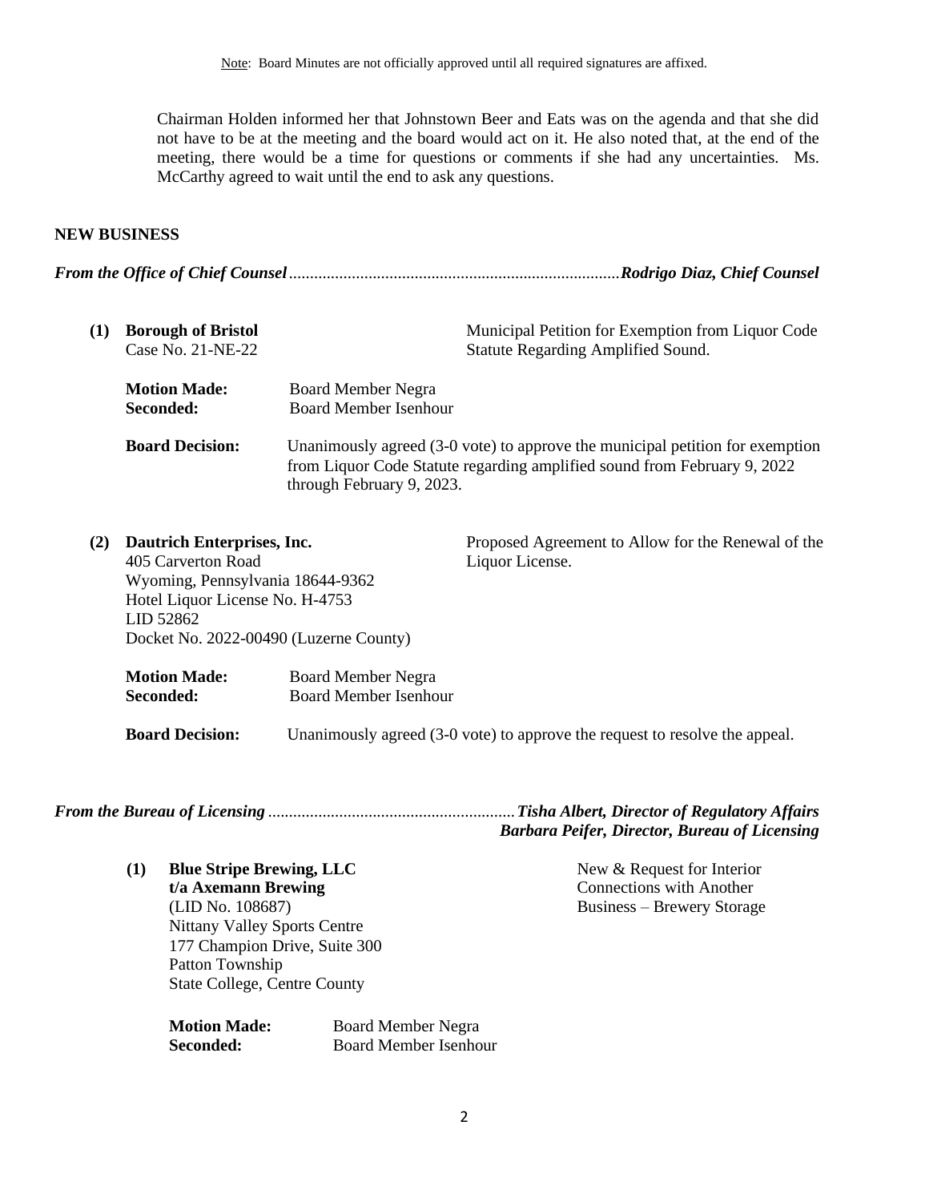Note: Board Minutes are not officially approved until all required signatures are affixed.

Chairman Holden informed her that Johnstown Beer and Eats was on the agenda and that she did not have to be at the meeting and the board would act on it. He also noted that, at the end of the meeting, there would be a time for questions or comments if she had any uncertainties. Ms. McCarthy agreed to wait until the end to ask any questions.

## NEW BUSINESS

***From the Office of Chief Counsel*** .............................................................................. ***Rodrigo Diaz, Chief Counsel***

**(1) Borough of Bristol**
Case No. 21-NE-22

Municipal Petition for Exemption from Liquor Code Statute Regarding Amplified Sound.

**Motion Made:** Board Member Negra
**Seconded:** Board Member Isenhour

**Board Decision:** Unanimously agreed (3-0 vote) to approve the municipal petition for exemption from Liquor Code Statute regarding amplified sound from February 9, 2022 through February 9, 2023.

**(2) Dautrich Enterprises, Inc.**
405 Carverton Road
Wyoming, Pennsylvania 18644-9362
Hotel Liquor License No. H-4753
LID 52862
Docket No. 2022-00490 (Luzerne County)

Proposed Agreement to Allow for the Renewal of the Liquor License.

**Motion Made:** Board Member Negra
**Seconded:** Board Member Isenhour

**Board Decision:** Unanimously agreed (3-0 vote) to approve the request to resolve the appeal.

***From the Bureau of Licensing*** ........................................................... ***Tisha Albert, Director of Regulatory Affairs***
***Barbara Peifer, Director, Bureau of Licensing***

**(1) Blue Stripe Brewing, LLC**
**t/a Axemann Brewing**
(LID No. 108687)
Nittany Valley Sports Centre
177 Champion Drive, Suite 300
Patton Township
State College, Centre County

New & Request for Interior Connections with Another Business – Brewery Storage

**Motion Made:** Board Member Negra
**Seconded:** Board Member Isenhour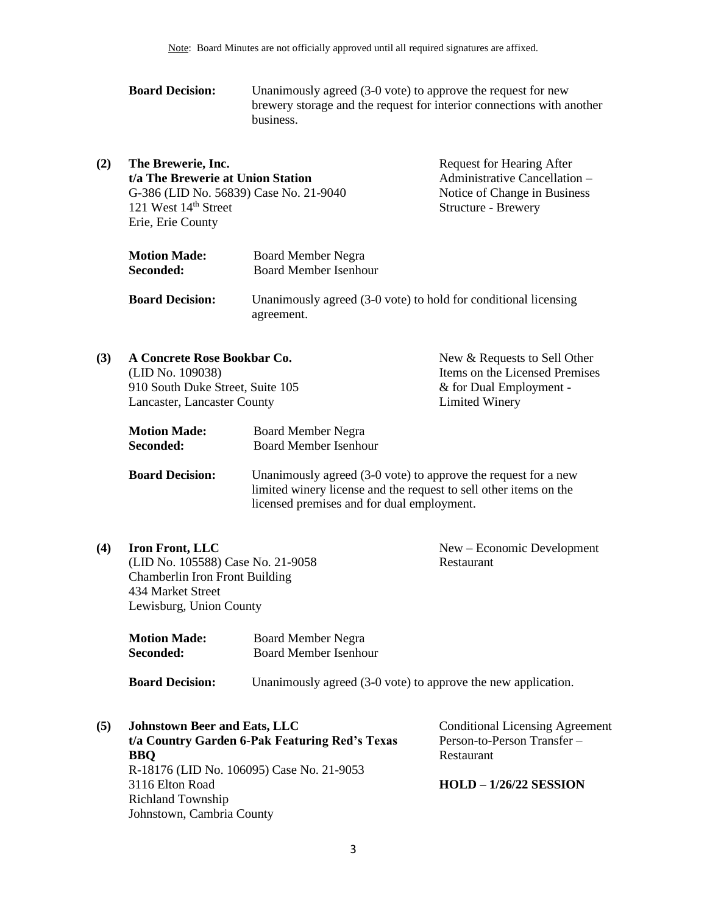**Board Decision:** Unanimously agreed (3-0 vote) to approve the request for new brewery storage and the request for interior connections with another business.

**(2) The Brewerie, Inc.**
**t/a The Brewerie at Union Station**
G-386 (LID No. 56839) Case No. 21-9040
121 West 14th Street
Erie, Erie County

Request for Hearing After Administrative Cancellation – Notice of Change in Business Structure - Brewery

**Motion Made:** Board Member Negra
**Seconded:** Board Member Isenhour

**Board Decision:** Unanimously agreed (3-0 vote) to hold for conditional licensing agreement.

**(3) A Concrete Rose Bookbar Co.**
(LID No. 109038)
910 South Duke Street, Suite 105
Lancaster, Lancaster County

New & Requests to Sell Other Items on the Licensed Premises & for Dual Employment - Limited Winery

**Motion Made:** Board Member Negra
**Seconded:** Board Member Isenhour

**Board Decision:** Unanimously agreed (3-0 vote) to approve the request for a new limited winery license and the request to sell other items on the licensed premises and for dual employment.

**(4) Iron Front, LLC**
(LID No. 105588) Case No. 21-9058
Chamberlin Iron Front Building
434 Market Street
Lewisburg, Union County

New – Economic Development Restaurant

**Motion Made:** Board Member Negra
**Seconded:** Board Member Isenhour

**Board Decision:** Unanimously agreed (3-0 vote) to approve the new application.

**(5) Johnstown Beer and Eats, LLC**
**t/a Country Garden 6-Pak Featuring Red's Texas BBQ**
R-18176 (LID No. 106095) Case No. 21-9053
3116 Elton Road
Richland Township
Johnstown, Cambria County

Conditional Licensing Agreement Person-to-Person Transfer – Restaurant

**HOLD – 1/26/22 SESSION**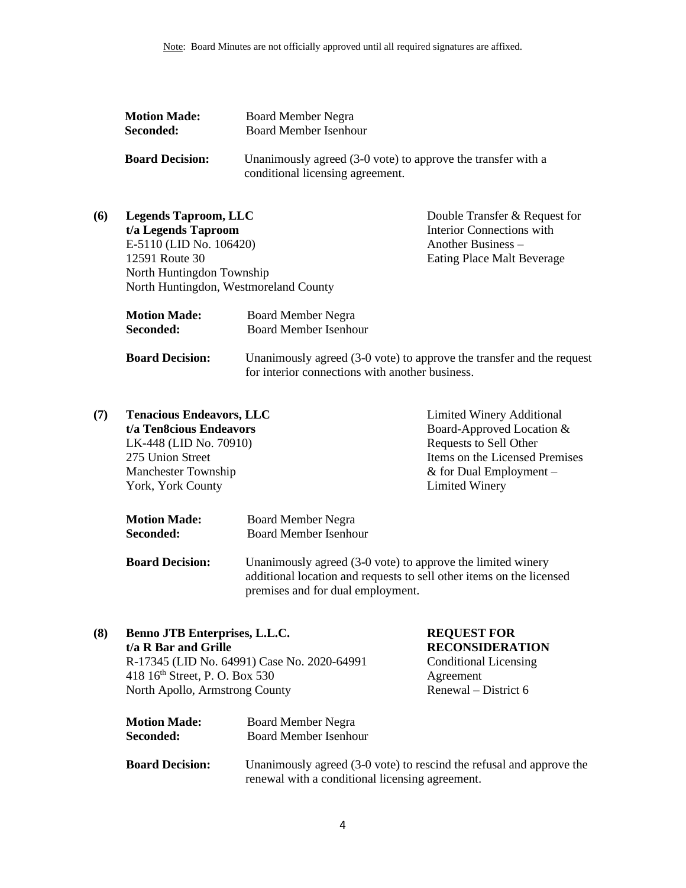Note: Board Minutes are not officially approved until all required signatures are affixed.

**Motion Made:** Board Member Negra
**Seconded:** Board Member Isenhour

**Board Decision:** Unanimously agreed (3-0 vote) to approve the transfer with a conditional licensing agreement.

**(6) Legends Taproom, LLC**
**t/a Legends Taproom**
E-5110 (LID No. 106420)
12591 Route 30
North Huntingdon Township
North Huntingdon, Westmoreland County

Double Transfer & Request for Interior Connections with Another Business – Eating Place Malt Beverage

**Motion Made:** Board Member Negra
**Seconded:** Board Member Isenhour

**Board Decision:** Unanimously agreed (3-0 vote) to approve the transfer and the request for interior connections with another business.

**(7) Tenacious Endeavors, LLC**
**t/a Ten8cious Endeavors**
LK-448 (LID No. 70910)
275 Union Street
Manchester Township
York, York County

Limited Winery Additional Board-Approved Location & Requests to Sell Other Items on the Licensed Premises & for Dual Employment – Limited Winery

**Motion Made:** Board Member Negra
**Seconded:** Board Member Isenhour

**Board Decision:** Unanimously agreed (3-0 vote) to approve the limited winery additional location and requests to sell other items on the licensed premises and for dual employment.

**(8) Benno JTB Enterprises, L.L.C.**
**t/a R Bar and Grille**
R-17345 (LID No. 64991) Case No. 2020-64991
418 16th Street, P. O. Box 530
North Apollo, Armstrong County

**REQUEST FOR RECONSIDERATION**
Conditional Licensing Agreement Renewal – District 6

**Motion Made:** Board Member Negra
**Seconded:** Board Member Isenhour

**Board Decision:** Unanimously agreed (3-0 vote) to rescind the refusal and approve the renewal with a conditional licensing agreement.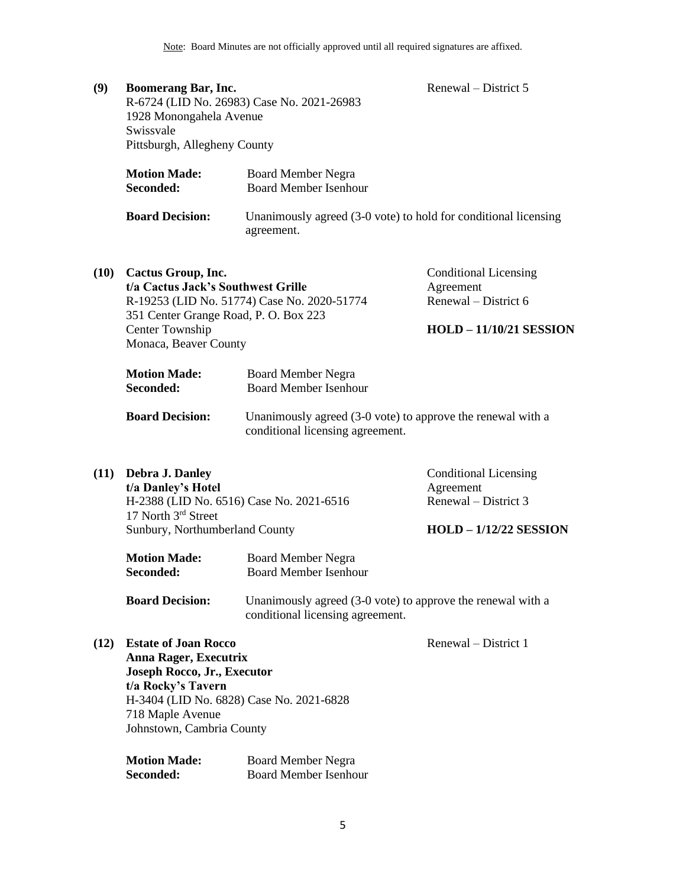Note: Board Minutes are not officially approved until all required signatures are affixed.

**(9) Boomerang Bar, Inc.**
R-6724 (LID No. 26983) Case No. 2021-26983
1928 Monongahela Avenue
Swissvale
Pittsburgh, Allegheny County

Renewal – District 5

**Motion Made:** Board Member Negra
**Seconded:** Board Member Isenhour

**Board Decision:** Unanimously agreed (3-0 vote) to hold for conditional licensing agreement.

**(10) Cactus Group, Inc.**
**t/a Cactus Jack's Southwest Grille**
R-19253 (LID No. 51774) Case No. 2020-51774
351 Center Grange Road, P. O. Box 223
Center Township
Monaca, Beaver County

Conditional Licensing Agreement
Renewal – District 6

**HOLD – 11/10/21 SESSION**

**Motion Made:** Board Member Negra
**Seconded:** Board Member Isenhour

**Board Decision:** Unanimously agreed (3-0 vote) to approve the renewal with a conditional licensing agreement.

**(11) Debra J. Danley**
**t/a Danley's Hotel**
H-2388 (LID No. 6516) Case No. 2021-6516
17 North 3rd Street
Sunbury, Northumberland County

Conditional Licensing Agreement
Renewal – District 3

**HOLD – 1/12/22 SESSION**

**Motion Made:** Board Member Negra
**Seconded:** Board Member Isenhour

**Board Decision:** Unanimously agreed (3-0 vote) to approve the renewal with a conditional licensing agreement.

**(12) Estate of Joan Rocco**
**Anna Rager, Executrix**
**Joseph Rocco, Jr., Executor**
**t/a Rocky's Tavern**
H-3404 (LID No. 6828) Case No. 2021-6828
718 Maple Avenue
Johnstown, Cambria County

Renewal – District 1

**Motion Made:** Board Member Negra
**Seconded:** Board Member Isenhour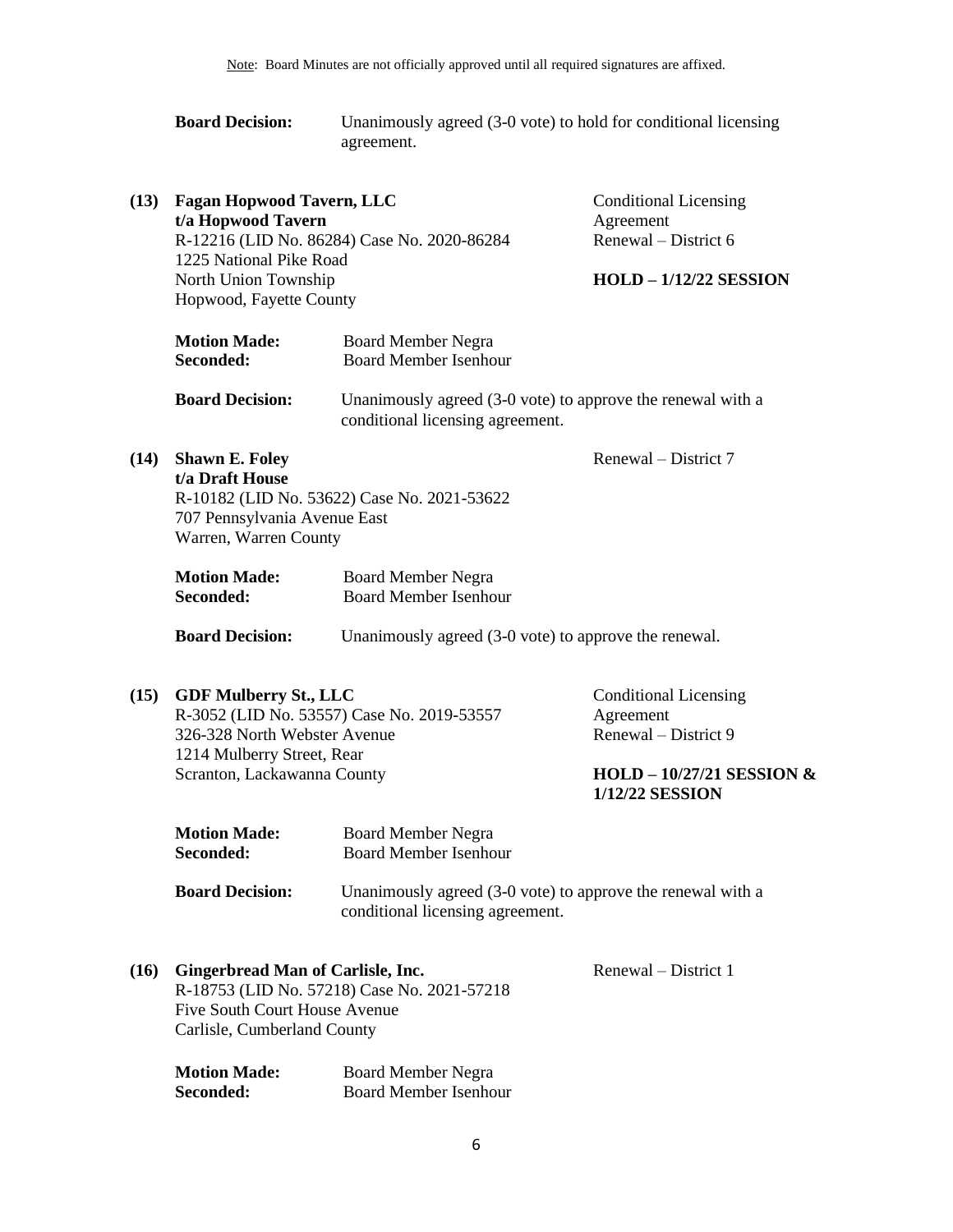Note: Board Minutes are not officially approved until all required signatures are affixed.

**Board Decision:** Unanimously agreed (3-0 vote) to hold for conditional licensing agreement.

**(13) Fagan Hopwood Tavern, LLC**
**t/a Hopwood Tavern**
R-12216 (LID No. 86284) Case No. 2020-86284
1225 National Pike Road
North Union Township
Hopwood, Fayette County

Conditional Licensing Agreement
Renewal – District 6

**HOLD – 1/12/22 SESSION**

**Motion Made:** Board Member Negra
**Seconded:** Board Member Isenhour

**Board Decision:** Unanimously agreed (3-0 vote) to approve the renewal with a conditional licensing agreement.

**(14) Shawn E. Foley**
**t/a Draft House**
R-10182 (LID No. 53622) Case No. 2021-53622
707 Pennsylvania Avenue East
Warren, Warren County

Renewal – District 7

**Motion Made:** Board Member Negra
**Seconded:** Board Member Isenhour

**Board Decision:** Unanimously agreed (3-0 vote) to approve the renewal.

**(15) GDF Mulberry St., LLC**
R-3052 (LID No. 53557) Case No. 2019-53557
326-328 North Webster Avenue
1214 Mulberry Street, Rear
Scranton, Lackawanna County

Conditional Licensing Agreement
Renewal – District 9

**HOLD – 10/27/21 SESSION & 1/12/22 SESSION**

**Motion Made:** Board Member Negra
**Seconded:** Board Member Isenhour

**Board Decision:** Unanimously agreed (3-0 vote) to approve the renewal with a conditional licensing agreement.

**(16) Gingerbread Man of Carlisle, Inc.**
R-18753 (LID No. 57218) Case No. 2021-57218
Five South Court House Avenue
Carlisle, Cumberland County

Renewal – District 1

**Motion Made:** Board Member Negra
**Seconded:** Board Member Isenhour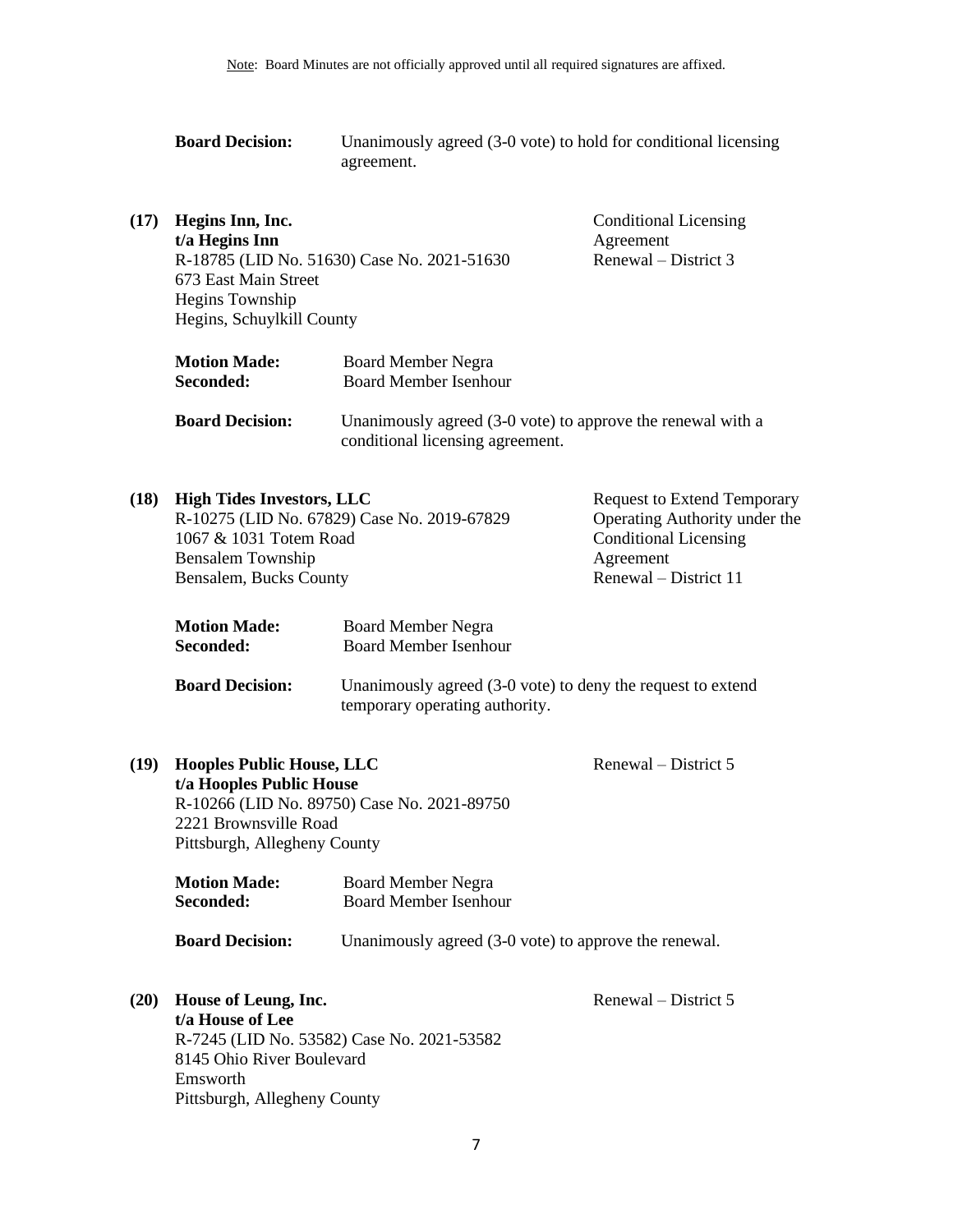**Board Decision:** Unanimously agreed (3-0 vote) to hold for conditional licensing agreement.

**(17) Hegins Inn, Inc.**
**t/a Hegins Inn**
R-18785 (LID No. 51630) Case No. 2021-51630
673 East Main Street
Hegins Township
Hegins, Schuylkill County

Conditional Licensing Agreement
Renewal – District 3

**Motion Made:** Board Member Negra
**Seconded:** Board Member Isenhour

**Board Decision:** Unanimously agreed (3-0 vote) to approve the renewal with a conditional licensing agreement.

**(18) High Tides Investors, LLC**
R-10275 (LID No. 67829) Case No. 2019-67829
1067 & 1031 Totem Road
Bensalem Township
Bensalem, Bucks County

Request to Extend Temporary Operating Authority under the Conditional Licensing Agreement
Renewal – District 11

**Motion Made:** Board Member Negra
**Seconded:** Board Member Isenhour

**Board Decision:** Unanimously agreed (3-0 vote) to deny the request to extend temporary operating authority.

**(19) Hooples Public House, LLC**
**t/a Hooples Public House**
R-10266 (LID No. 89750) Case No. 2021-89750
2221 Brownsville Road
Pittsburgh, Allegheny County

Renewal – District 5

**Motion Made:** Board Member Negra
**Seconded:** Board Member Isenhour

**Board Decision:** Unanimously agreed (3-0 vote) to approve the renewal.

**(20) House of Leung, Inc.**
**t/a House of Lee**
R-7245 (LID No. 53582) Case No. 2021-53582
8145 Ohio River Boulevard
Emsworth
Pittsburgh, Allegheny County

Renewal – District 5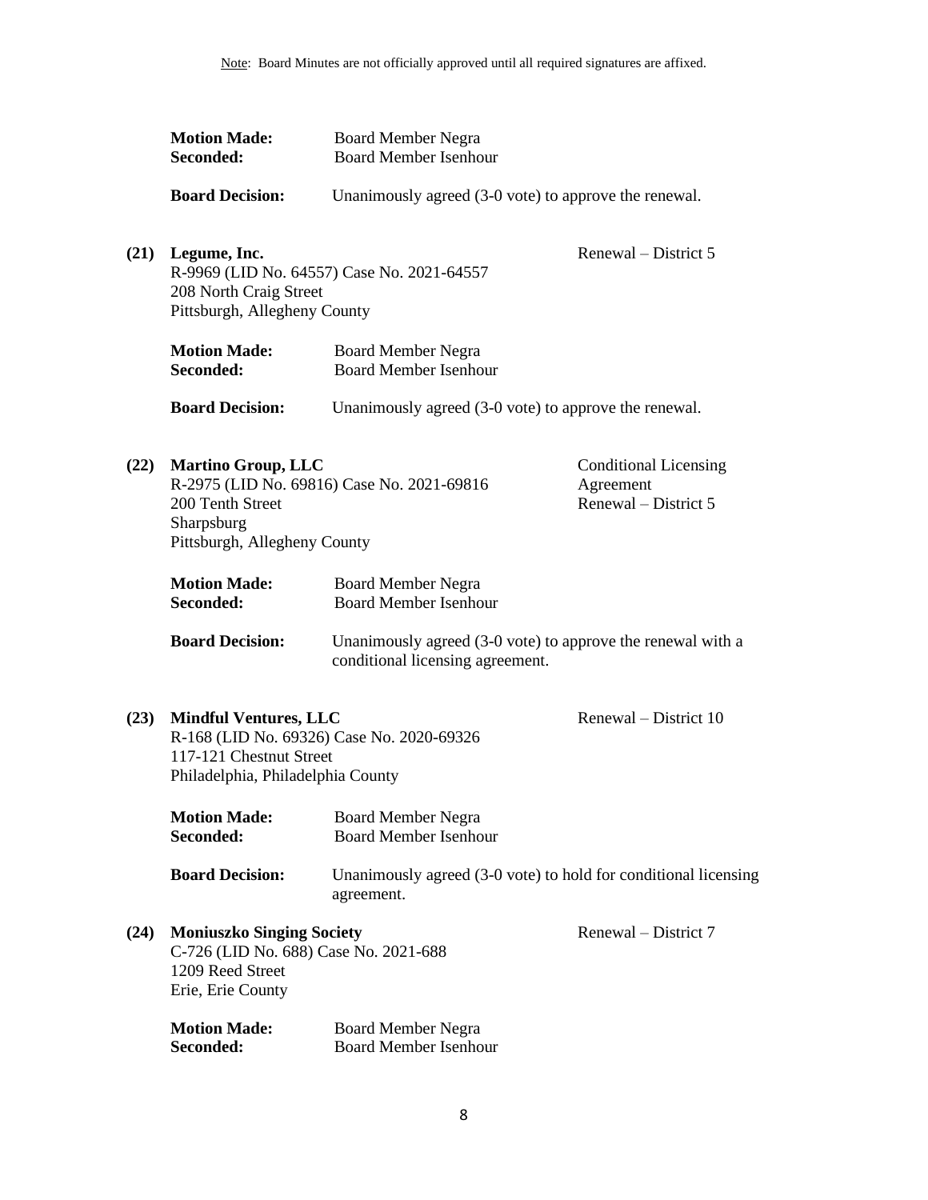Note: Board Minutes are not officially approved until all required signatures are affixed.

**Motion Made:** Board Member Negra
**Seconded:** Board Member Isenhour

**Board Decision:** Unanimously agreed (3-0 vote) to approve the renewal.

**(21) Legume, Inc.** — Renewal – District 5
R-9969 (LID No. 64557) Case No. 2021-64557
208 North Craig Street
Pittsburgh, Allegheny County

**Motion Made:** Board Member Negra
**Seconded:** Board Member Isenhour

**Board Decision:** Unanimously agreed (3-0 vote) to approve the renewal.

**(22) Martino Group, LLC** — Conditional Licensing Agreement Renewal – District 5
R-2975 (LID No. 69816) Case No. 2021-69816
200 Tenth Street
Sharpsburg
Pittsburgh, Allegheny County

**Motion Made:** Board Member Negra
**Seconded:** Board Member Isenhour

**Board Decision:** Unanimously agreed (3-0 vote) to approve the renewal with a conditional licensing agreement.

**(23) Mindful Ventures, LLC** — Renewal – District 10
R-168 (LID No. 69326) Case No. 2020-69326
117-121 Chestnut Street
Philadelphia, Philadelphia County

**Motion Made:** Board Member Negra
**Seconded:** Board Member Isenhour

**Board Decision:** Unanimously agreed (3-0 vote) to hold for conditional licensing agreement.

**(24) Moniuszko Singing Society** — Renewal – District 7
C-726 (LID No. 688) Case No. 2021-688
1209 Reed Street
Erie, Erie County

**Motion Made:** Board Member Negra
**Seconded:** Board Member Isenhour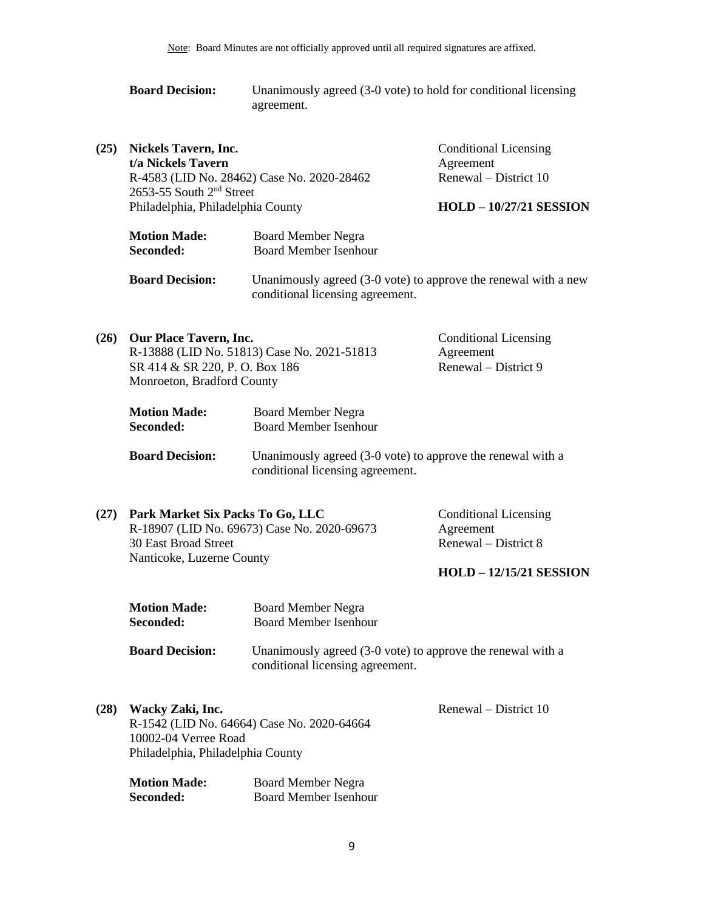Note: Board Minutes are not officially approved until all required signatures are affixed.

**Board Decision:** Unanimously agreed (3-0 vote) to hold for conditional licensing agreement.

**(25) Nickels Tavern, Inc.**
**t/a Nickels Tavern**
R-4583 (LID No. 28462) Case No. 2020-28462
2653-55 South 2nd Street
Philadelphia, Philadelphia County

Conditional Licensing Agreement
Renewal – District 10

**HOLD – 10/27/21 SESSION**

**Motion Made:** Board Member Negra
**Seconded:** Board Member Isenhour

**Board Decision:** Unanimously agreed (3-0 vote) to approve the renewal with a new conditional licensing agreement.

**(26) Our Place Tavern, Inc.**
R-13888 (LID No. 51813) Case No. 2021-51813
SR 414 & SR 220, P. O. Box 186
Monroeton, Bradford County

Conditional Licensing Agreement
Renewal – District 9

**Motion Made:** Board Member Negra
**Seconded:** Board Member Isenhour

**Board Decision:** Unanimously agreed (3-0 vote) to approve the renewal with a conditional licensing agreement.

**(27) Park Market Six Packs To Go, LLC**
R-18907 (LID No. 69673) Case No. 2020-69673
30 East Broad Street
Nanticoke, Luzerne County

Conditional Licensing Agreement
Renewal – District 8

**HOLD – 12/15/21 SESSION**

**Motion Made:** Board Member Negra
**Seconded:** Board Member Isenhour

**Board Decision:** Unanimously agreed (3-0 vote) to approve the renewal with a conditional licensing agreement.

**(28) Wacky Zaki, Inc.**
R-1542 (LID No. 64664) Case No. 2020-64664
10002-04 Verree Road
Philadelphia, Philadelphia County

Renewal – District 10

**Motion Made:** Board Member Negra
**Seconded:** Board Member Isenhour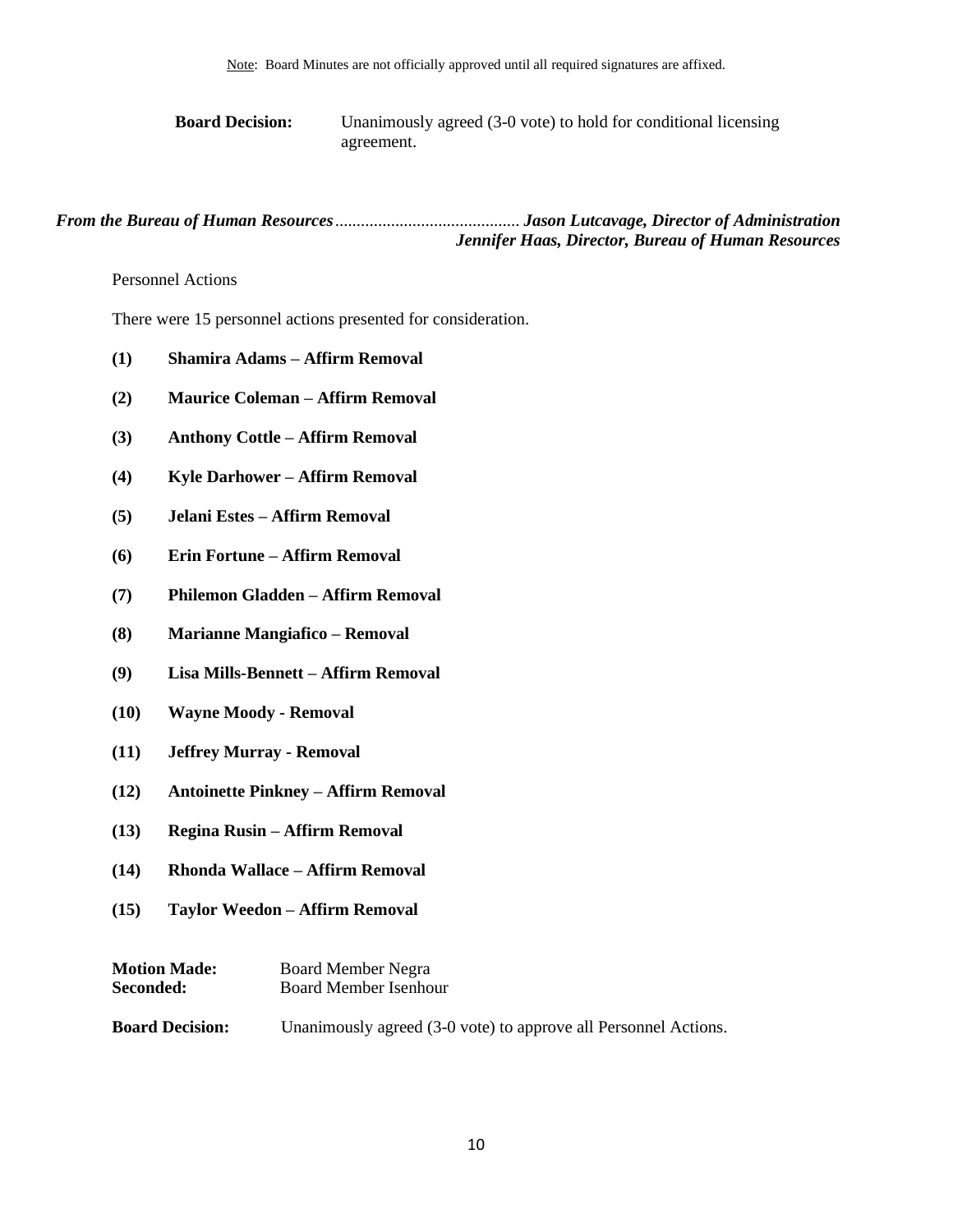Note: Board Minutes are not officially approved until all required signatures are affixed.

**Board Decision:** Unanimously agreed (3-0 vote) to hold for conditional licensing agreement.

***From the Bureau of Human Resources*** ........................................... ***Jason Lutcavage, Director of Administration***
***Jennifer Haas, Director, Bureau of Human Resources***

Personnel Actions

There were 15 personnel actions presented for consideration.

**(1) Shamira Adams – Affirm Removal**

**(2) Maurice Coleman – Affirm Removal**

**(3) Anthony Cottle – Affirm Removal**

**(4) Kyle Darhower – Affirm Removal**

**(5) Jelani Estes – Affirm Removal**

**(6) Erin Fortune – Affirm Removal**

**(7) Philemon Gladden – Affirm Removal**

**(8) Marianne Mangiafico – Removal**

**(9) Lisa Mills-Bennett – Affirm Removal**

**(10) Wayne Moody - Removal**

**(11) Jeffrey Murray - Removal**

**(12) Antoinette Pinkney – Affirm Removal**

**(13) Regina Rusin – Affirm Removal**

**(14) Rhonda Wallace – Affirm Removal**

**(15) Taylor Weedon – Affirm Removal**

**Motion Made:** Board Member Negra
**Seconded:** Board Member Isenhour

**Board Decision:** Unanimously agreed (3-0 vote) to approve all Personnel Actions.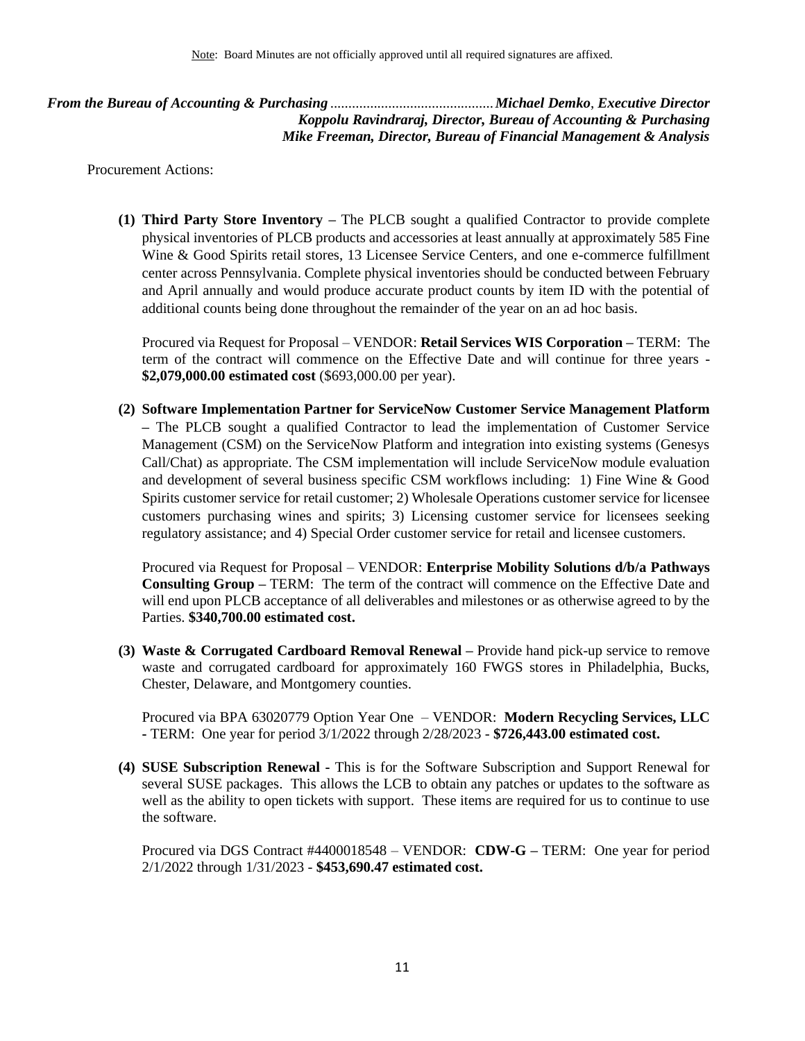Note: Board Minutes are not officially approved until all required signatures are affixed.

***From the Bureau of Accounting & Purchasing*** ............................................. ***Michael Demko**, **Executive Director***
***Koppolu Ravindraraj, Director, Bureau of Accounting & Purchasing***
***Mike Freeman, Director, Bureau of Financial Management & Analysis***

Procurement Actions:

**(1) Third Party Store Inventory –** The PLCB sought a qualified Contractor to provide complete physical inventories of PLCB products and accessories at least annually at approximately 585 Fine Wine & Good Spirits retail stores, 13 Licensee Service Centers, and one e-commerce fulfillment center across Pennsylvania. Complete physical inventories should be conducted between February and April annually and would produce accurate product counts by item ID with the potential of additional counts being done throughout the remainder of the year on an ad hoc basis.

Procured via Request for Proposal – VENDOR: **Retail Services WIS Corporation –** TERM: The term of the contract will commence on the Effective Date and will continue for three years - **$2,079,000.00 estimated cost** ($693,000.00 per year).

**(2) Software Implementation Partner for ServiceNow Customer Service Management Platform –** The PLCB sought a qualified Contractor to lead the implementation of Customer Service Management (CSM) on the ServiceNow Platform and integration into existing systems (Genesys Call/Chat) as appropriate. The CSM implementation will include ServiceNow module evaluation and development of several business specific CSM workflows including: 1) Fine Wine & Good Spirits customer service for retail customer; 2) Wholesale Operations customer service for licensee customers purchasing wines and spirits; 3) Licensing customer service for licensees seeking regulatory assistance; and 4) Special Order customer service for retail and licensee customers.

Procured via Request for Proposal – VENDOR: **Enterprise Mobility Solutions d/b/a Pathways Consulting Group –** TERM: The term of the contract will commence on the Effective Date and will end upon PLCB acceptance of all deliverables and milestones or as otherwise agreed to by the Parties. **$340,700.00 estimated cost.**

**(3) Waste & Corrugated Cardboard Removal Renewal –** Provide hand pick-up service to remove waste and corrugated cardboard for approximately 160 FWGS stores in Philadelphia, Bucks, Chester, Delaware, and Montgomery counties.

Procured via BPA 63020779 Option Year One – VENDOR: **Modern Recycling Services, LLC -** TERM: One year for period 3/1/2022 through 2/28/2023 - **$726,443.00 estimated cost.**

**(4) SUSE Subscription Renewal** - This is for the Software Subscription and Support Renewal for several SUSE packages. This allows the LCB to obtain any patches or updates to the software as well as the ability to open tickets with support. These items are required for us to continue to use the software.

Procured via DGS Contract #4400018548 – VENDOR: **CDW-G –** TERM: One year for period 2/1/2022 through 1/31/2023 - **$453,690.47 estimated cost.**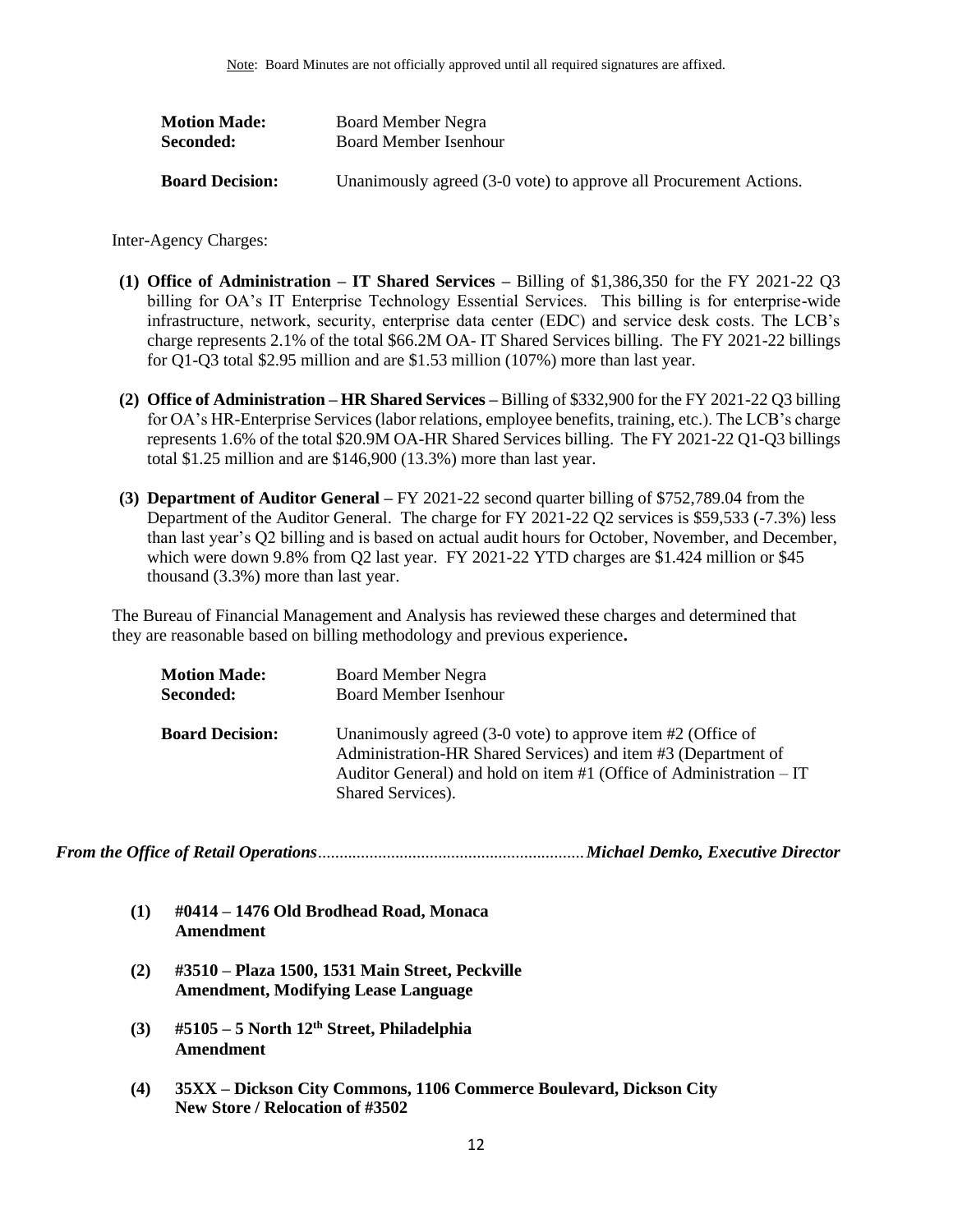Note: Board Minutes are not officially approved until all required signatures are affixed.

| | |
|---|---|
| **Motion Made:** | Board Member Negra |
| **Seconded:** | Board Member Isenhour |
| **Board Decision:** | Unanimously agreed (3-0 vote) to approve all Procurement Actions. |

Inter-Agency Charges:

**(1) Office of Administration – IT Shared Services –** Billing of $1,386,350 for the FY 2021-22 Q3 billing for OA's IT Enterprise Technology Essential Services. This billing is for enterprise-wide infrastructure, network, security, enterprise data center (EDC) and service desk costs. The LCB's charge represents 2.1% of the total $66.2M OA- IT Shared Services billing. The FY 2021-22 billings for Q1-Q3 total $2.95 million and are $1.53 million (107%) more than last year.

**(2) Office of Administration – HR Shared Services –** Billing of $332,900 for the FY 2021-22 Q3 billing for OA's HR-Enterprise Services (labor relations, employee benefits, training, etc.). The LCB's charge represents 1.6% of the total $20.9M OA-HR Shared Services billing. The FY 2021-22 Q1-Q3 billings total $1.25 million and are $146,900 (13.3%) more than last year.

**(3) Department of Auditor General –** FY 2021-22 second quarter billing of $752,789.04 from the Department of the Auditor General. The charge for FY 2021-22 Q2 services is $59,533 (-7.3%) less than last year's Q2 billing and is based on actual audit hours for October, November, and December, which were down 9.8% from Q2 last year. FY 2021-22 YTD charges are $1.424 million or $45 thousand (3.3%) more than last year.

The Bureau of Financial Management and Analysis has reviewed these charges and determined that they are reasonable based on billing methodology and previous experience**.**

| | |
|---|---|
| **Motion Made:** | Board Member Negra |
| **Seconded:** | Board Member Isenhour |
| **Board Decision:** | Unanimously agreed (3-0 vote) to approve item #2 (Office of Administration-HR Shared Services) and item #3 (Department of Auditor General) and hold on item #1 (Office of Administration – IT Shared Services). |

***From the Office of Retail Operations**............................................................**Michael Demko, Executive Director***

**(1) #0414 – 1476 Old Brodhead Road, Monaca**
**Amendment**

**(2) #3510 – Plaza 1500, 1531 Main Street, Peckville**
**Amendment, Modifying Lease Language**

**(3) #5105 – 5 North 12th Street, Philadelphia**
**Amendment**

**(4) 35XX – Dickson City Commons, 1106 Commerce Boulevard, Dickson City**
**New Store / Relocation of #3502**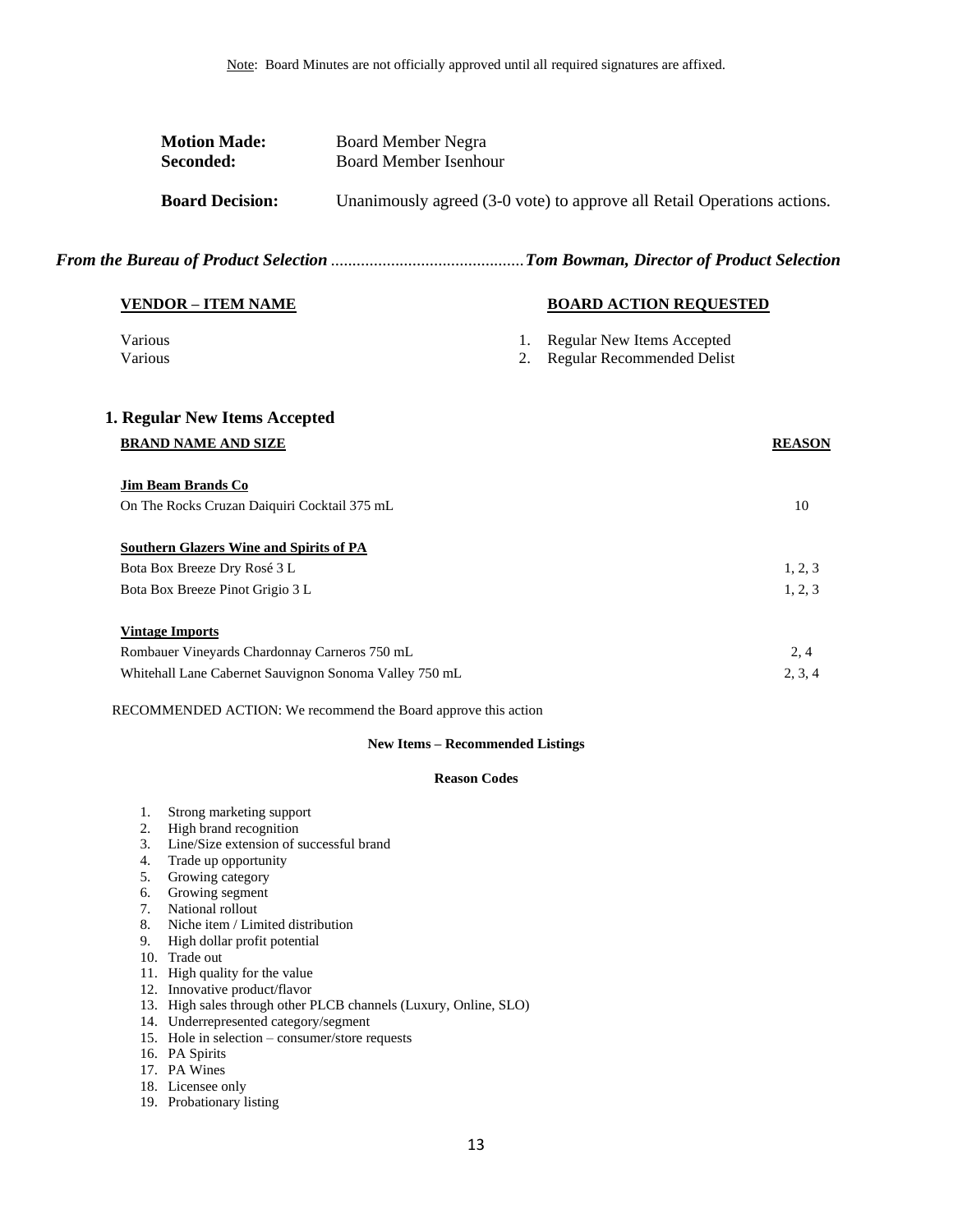Note: Board Minutes are not officially approved until all required signatures are affixed.

| | |
|---|---|
| **Motion Made:** | Board Member Negra |
| **Seconded:** | Board Member Isenhour |
| **Board Decision:** | Unanimously agreed (3-0 vote) to approve all Retail Operations actions. |

***From the Bureau of Product Selection ............................................ Tom Bowman, Director of Product Selection***

| VENDOR – ITEM NAME | BOARD ACTION REQUESTED |
|---|---|
| Various | 1. Regular New Items Accepted |
| Various | 2. Regular Recommended Delist |

## 1. Regular New Items Accepted

| BRAND NAME AND SIZE | REASON |
|---|---|
| **Jim Beam Brands Co** | |
| On The Rocks Cruzan Daiquiri Cocktail 375 mL | 10 |
| **Southern Glazers Wine and Spirits of PA** | |
| Bota Box Breeze Dry Rosé 3 L | 1, 2, 3 |
| Bota Box Breeze Pinot Grigio 3 L | 1, 2, 3 |
| **Vintage Imports** | |
| Rombauer Vineyards Chardonnay Carneros 750 mL | 2, 4 |
| Whitehall Lane Cabernet Sauvignon Sonoma Valley 750 mL | 2, 3, 4 |

RECOMMENDED ACTION: We recommend the Board approve this action

**New Items – Recommended Listings**

**Reason Codes**

1. Strong marketing support
2. High brand recognition
3. Line/Size extension of successful brand
4. Trade up opportunity
5. Growing category
6. Growing segment
7. National rollout
8. Niche item / Limited distribution
9. High dollar profit potential
10. Trade out
11. High quality for the value
12. Innovative product/flavor
13. High sales through other PLCB channels (Luxury, Online, SLO)
14. Underrepresented category/segment
15. Hole in selection – consumer/store requests
16. PA Spirits
17. PA Wines
18. Licensee only
19. Probationary listing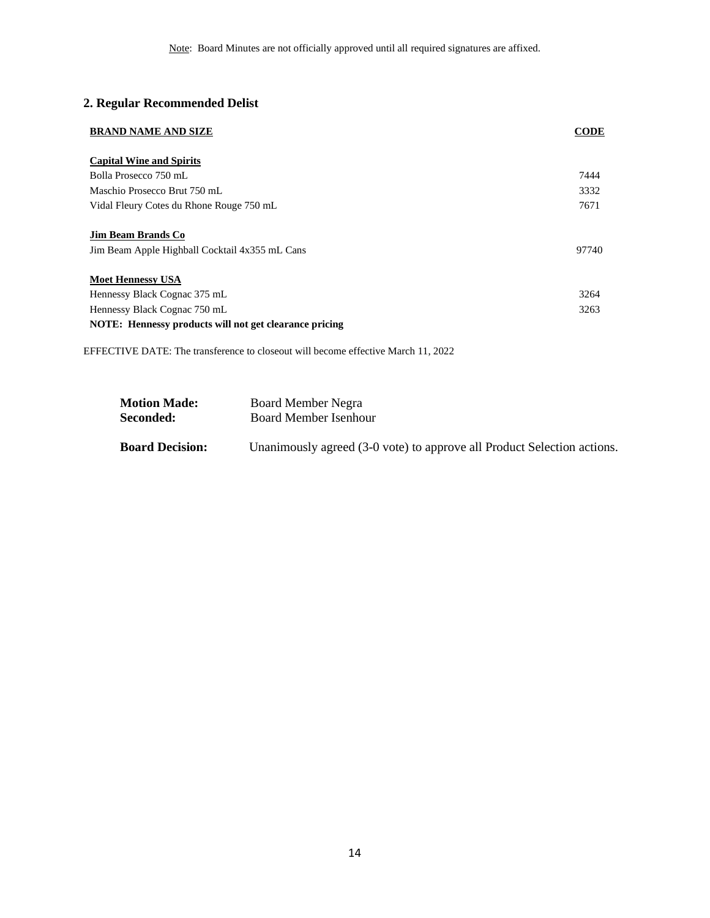Note: Board Minutes are not officially approved until all required signatures are affixed.

## 2. Regular Recommended Delist

| BRAND NAME AND SIZE | CODE |
|---|---|
| **Capital Wine and Spirits** | |
| Bolla Prosecco 750 mL | 7444 |
| Maschio Prosecco Brut 750 mL | 3332 |
| Vidal Fleury Cotes du Rhone Rouge 750 mL | 7671 |
| **Jim Beam Brands Co** | |
| Jim Beam Apple Highball Cocktail 4x355 mL Cans | 97740 |
| **Moet Hennessy USA** | |
| Hennessy Black Cognac 375 mL | 3264 |
| Hennessy Black Cognac 750 mL | 3263 |

**NOTE: Hennessy products will not get clearance pricing**

EFFECTIVE DATE: The transference to closeout will become effective March 11, 2022

**Motion Made:** Board Member Negra
**Seconded:** Board Member Isenhour

**Board Decision:** Unanimously agreed (3-0 vote) to approve all Product Selection actions.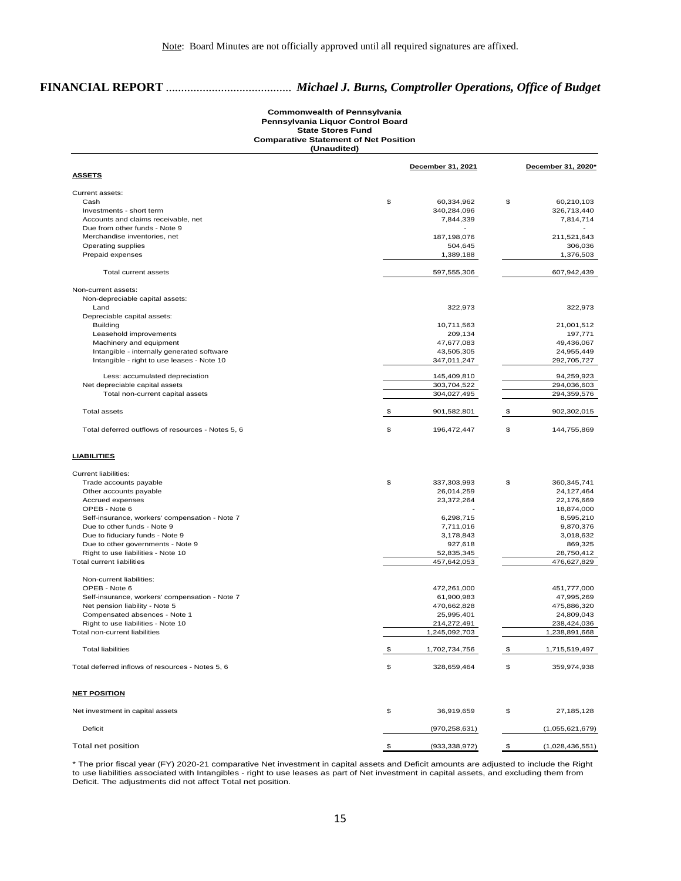Note: Board Minutes are not officially approved until all required signatures are affixed.

## FINANCIAL REPORT ......................................... *Michael J. Burns, Comptroller Operations, Office of Budget*

**Commonwealth of Pennsylvania**
**Pennsylvania Liquor Control Board**
**State Stores Fund**
**Comparative Statement of Net Position**
**(Unaudited)**

| | December 31, 2021 | December 31, 2020* |
|---|---|---|
| **ASSETS** | | |
| Current assets: | | |
| Cash | $ 60,334,962 | $ 60,210,103 |
| Investments - short term | 340,284,096 | 326,713,440 |
| Accounts and claims receivable, net | 7,844,339 | 7,814,714 |
| Due from other funds - Note 9 | - | - |
| Merchandise inventories, net | 187,198,076 | 211,521,643 |
| Operating supplies | 504,645 | 306,036 |
| Prepaid expenses | 1,389,188 | 1,376,503 |
| Total current assets | 597,555,306 | 607,942,439 |
| Non-current assets: | | |
| Non-depreciable capital assets: | | |
| Land | 322,973 | 322,973 |
| Depreciable capital assets: | | |
| Building | 10,711,563 | 21,001,512 |
| Leasehold improvements | 209,134 | 197,771 |
| Machinery and equipment | 47,677,083 | 49,436,067 |
| Intangible - internally generated software | 43,505,305 | 24,955,449 |
| Intangible - right to use leases - Note 10 | 347,011,247 | 292,705,727 |
| Less: accumulated depreciation | 145,409,810 | 94,259,923 |
| Net depreciable capital assets | 303,704,522 | 294,036,603 |
| Total non-current capital assets | 304,027,495 | 294,359,576 |
| Total assets | $ 901,582,801 | $ 902,302,015 |
| Total deferred outflows of resources - Notes 5, 6 | $ 196,472,447 | $ 144,755,869 |
| **LIABILITIES** | | |
| Current liabilities: | | |
| Trade accounts payable | $ 337,303,993 | $ 360,345,741 |
| Other accounts payable | 26,014,259 | 24,127,464 |
| Accrued expenses | 23,372,264 | 22,176,669 |
| OPEB - Note 6 | - | 18,874,000 |
| Self-insurance, workers' compensation - Note 7 | 6,298,715 | 8,595,210 |
| Due to other funds - Note 9 | 7,711,016 | 9,870,376 |
| Due to fiduciary funds - Note 9 | 3,178,843 | 3,018,632 |
| Due to other governments - Note 9 | 927,618 | 869,325 |
| Right to use liabilities - Note 10 | 52,835,345 | 28,750,412 |
| Total current liabilities | 457,642,053 | 476,627,829 |
| Non-current liabilities: | | |
| OPEB - Note 6 | 472,261,000 | 451,777,000 |
| Self-insurance, workers' compensation - Note 7 | 61,900,983 | 47,995,269 |
| Net pension liability - Note 5 | 470,662,828 | 475,886,320 |
| Compensated absences - Note 1 | 25,995,401 | 24,809,043 |
| Right to use liabilities - Note 10 | 214,272,491 | 238,424,036 |
| Total non-current liabilities | 1,245,092,703 | 1,238,891,668 |
| Total liabilities | $ 1,702,734,756 | $ 1,715,519,497 |
| Total deferred inflows of resources - Notes 5, 6 | $ 328,659,464 | $ 359,974,938 |
| **NET POSITION** | | |
| Net investment in capital assets | $ 36,919,659 | $ 27,185,128 |
| Deficit | (970,258,631) | (1,055,621,679) |
| Total net position | $ (933,338,972) | $ (1,028,436,551) |

\* The prior fiscal year (FY) 2020-21 comparative Net investment in capital assets and Deficit amounts are adjusted to include the Right to use liabilities associated with Intangibles - right to use leases as part of Net investment in capital assets, and excluding them from Deficit. The adjustments did not affect Total net position.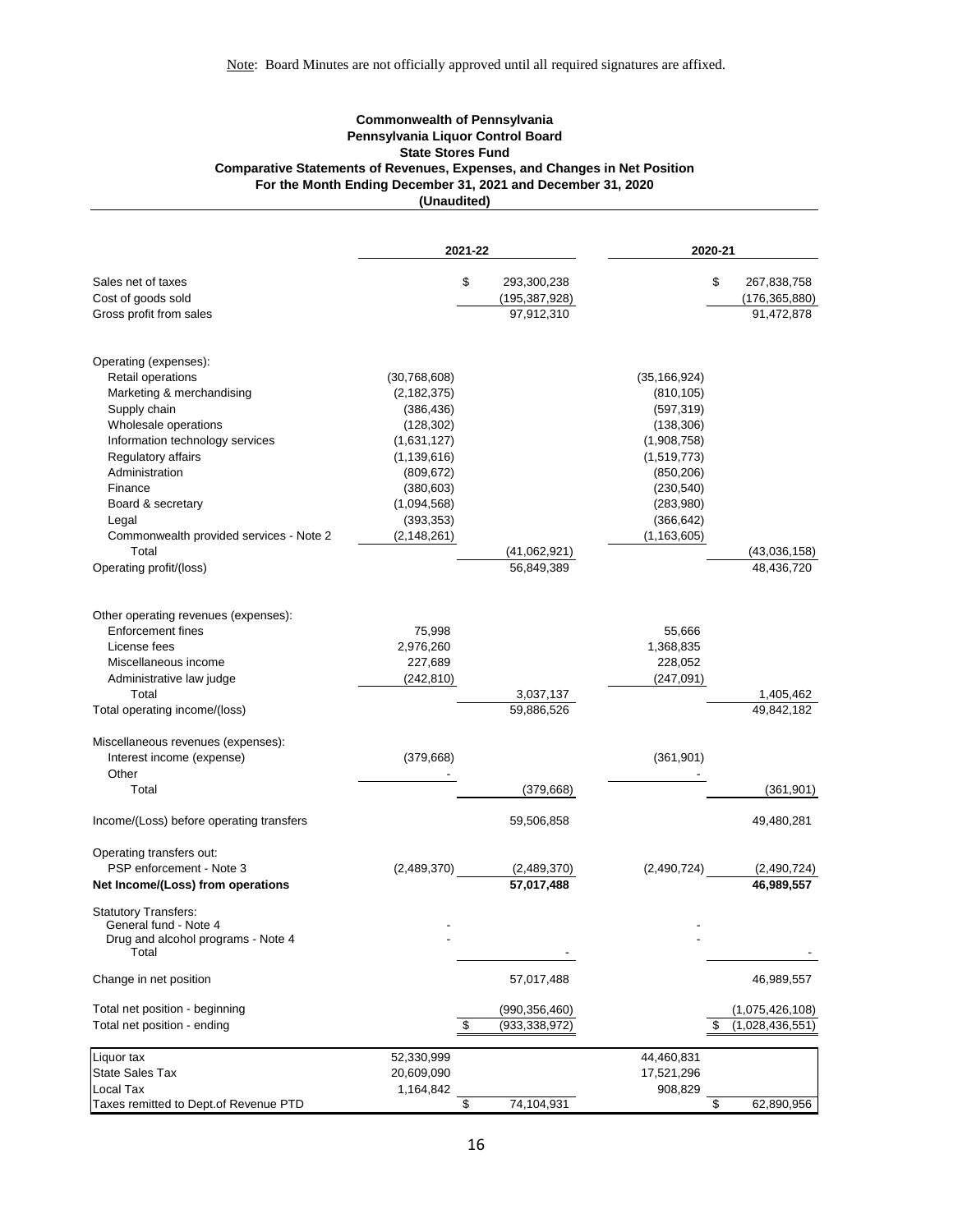Note: Board Minutes are not officially approved until all required signatures are affixed.

**Commonwealth of Pennsylvania**
**Pennsylvania Liquor Control Board**
**State Stores Fund**
**Comparative Statements of Revenues, Expenses, and Changes in Net Position**
**For the Month Ending December 31, 2021 and December 31, 2020**
**(Unaudited)**

| | 2021-22 | | 2020-21 | |
|---|---|---|---|---|
| Sales net of taxes | | $ 293,300,238 | | $ 267,838,758 |
| Cost of goods sold | | (195,387,928) | | (176,365,880) |
| Gross profit from sales | | 97,912,310 | | 91,472,878 |
| | | | | |
| Operating (expenses): | | | | |
| Retail operations | (30,768,608) | | (35,166,924) | |
| Marketing & merchandising | (2,182,375) | | (810,105) | |
| Supply chain | (386,436) | | (597,319) | |
| Wholesale operations | (128,302) | | (138,306) | |
| Information technology services | (1,631,127) | | (1,908,758) | |
| Regulatory affairs | (1,139,616) | | (1,519,773) | |
| Administration | (809,672) | | (850,206) | |
| Finance | (380,603) | | (230,540) | |
| Board & secretary | (1,094,568) | | (283,980) | |
| Legal | (393,353) | | (366,642) | |
| Commonwealth provided services - Note 2 | (2,148,261) | | (1,163,605) | |
| Total | | (41,062,921) | | (43,036,158) |
| Operating profit/(loss) | | 56,849,389 | | 48,436,720 |
| | | | | |
| Other operating revenues (expenses): | | | | |
| Enforcement fines | 75,998 | | 55,666 | |
| License fees | 2,976,260 | | 1,368,835 | |
| Miscellaneous income | 227,689 | | 228,052 | |
| Administrative law judge | (242,810) | | (247,091) | |
| Total | | 3,037,137 | | 1,405,462 |
| Total operating income/(loss) | | 59,886,526 | | 49,842,182 |
| | | | | |
| Miscellaneous revenues (expenses): | | | | |
| Interest income (expense) | (379,668) | | (361,901) | |
| Other | - | | - | |
| Total | | (379,668) | | (361,901) |
| | | | | |
| Income/(Loss) before operating transfers | | 59,506,858 | | 49,480,281 |
| | | | | |
| Operating transfers out: | | | | |
| PSP enforcement - Note 3 | (2,489,370) | (2,489,370) | (2,490,724) | (2,490,724) |
| **Net Income/(Loss) from operations** | | **57,017,488** | | **46,989,557** |
| | | | | |
| Statutory Transfers: | | | | |
| General fund - Note 4 | - | | - | |
| Drug and alcohol programs - Note 4 | - | | - | |
| Total | | - | | - |
| | | | | |
| Change in net position | | 57,017,488 | | 46,989,557 |
| | | | | |
| Total net position - beginning | | (990,356,460) | | (1,075,426,108) |
| Total net position - ending | | $ (933,338,972) | | $ (1,028,436,551) |
| | | | | |
| Liquor tax | 52,330,999 | | 44,460,831 | |
| State Sales Tax | 20,609,090 | | 17,521,296 | |
| Local Tax | 1,164,842 | | 908,829 | |
| Taxes remitted to Dept.of Revenue PTD | | $ 74,104,931 | | $ 62,890,956 |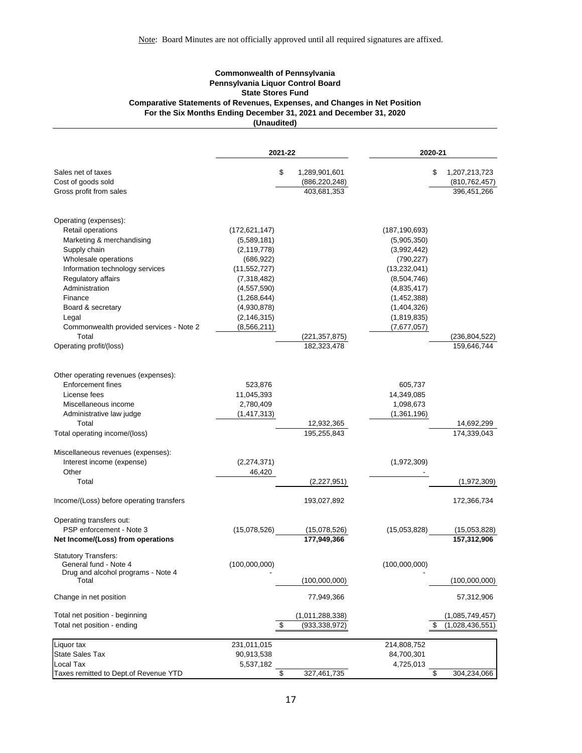Note: Board Minutes are not officially approved until all required signatures are affixed.

**Commonwealth of Pennsylvania**
**Pennsylvania Liquor Control Board**
**State Stores Fund**
**Comparative Statements of Revenues, Expenses, and Changes in Net Position**
**For the Six Months Ending December 31, 2021 and December 31, 2020**
**(Unaudited)**

| | 2021-22 | | 2020-21 | |
|---|---|---|---|---|
| Sales net of taxes | | $ 1,289,901,601 | | $ 1,207,213,723 |
| Cost of goods sold | | (886,220,248) | | (810,762,457) |
| Gross profit from sales | | 403,681,353 | | 396,451,266 |
| | | | | |
| Operating (expenses): | | | | |
| Retail operations | (172,621,147) | | (187,190,693) | |
| Marketing & merchandising | (5,589,181) | | (5,905,350) | |
| Supply chain | (2,119,778) | | (3,992,442) | |
| Wholesale operations | (686,922) | | (790,227) | |
| Information technology services | (11,552,727) | | (13,232,041) | |
| Regulatory affairs | (7,318,482) | | (8,504,746) | |
| Administration | (4,557,590) | | (4,835,417) | |
| Finance | (1,268,644) | | (1,452,388) | |
| Board & secretary | (4,930,878) | | (1,404,326) | |
| Legal | (2,146,315) | | (1,819,835) | |
| Commonwealth provided services - Note 2 | (8,566,211) | | (7,677,057) | |
| Total | | (221,357,875) | | (236,804,522) |
| Operating profit/(loss) | | 182,323,478 | | 159,646,744 |
| | | | | |
| Other operating revenues (expenses): | | | | |
| Enforcement fines | 523,876 | | 605,737 | |
| License fees | 11,045,393 | | 14,349,085 | |
| Miscellaneous income | 2,780,409 | | 1,098,673 | |
| Administrative law judge | (1,417,313) | | (1,361,196) | |
| Total | | 12,932,365 | | 14,692,299 |
| Total operating income/(loss) | | 195,255,843 | | 174,339,043 |
| | | | | |
| Miscellaneous revenues (expenses): | | | | |
| Interest income (expense) | (2,274,371) | | (1,972,309) | |
| Other | 46,420 | | - | |
| Total | | (2,227,951) | | (1,972,309) |
| | | | | |
| Income/(Loss) before operating transfers | | 193,027,892 | | 172,366,734 |
| | | | | |
| Operating transfers out: | | | | |
| PSP enforcement - Note 3 | (15,078,526) | (15,078,526) | (15,053,828) | (15,053,828) |
| **Net Income/(Loss) from operations** | | **177,949,366** | | **157,312,906** |
| | | | | |
| Statutory Transfers: | | | | |
| General fund - Note 4 | (100,000,000) | | (100,000,000) | |
| Drug and alcohol programs - Note 4 | - | | - | |
| Total | | (100,000,000) | | (100,000,000) |
| | | | | |
| Change in net position | | 77,949,366 | | 57,312,906 |
| | | | | |
| Total net position - beginning | | (1,011,288,338) | | (1,085,749,457) |
| Total net position - ending | | $ (933,338,972) | | $ (1,028,436,551) |
| | | | | |
| Liquor tax | 231,011,015 | | 214,808,752 | |
| State Sales Tax | 90,913,538 | | 84,700,301 | |
| Local Tax | 5,537,182 | | 4,725,013 | |
| Taxes remitted to Dept.of Revenue YTD | | $ 327,461,735 | | $ 304,234,066 |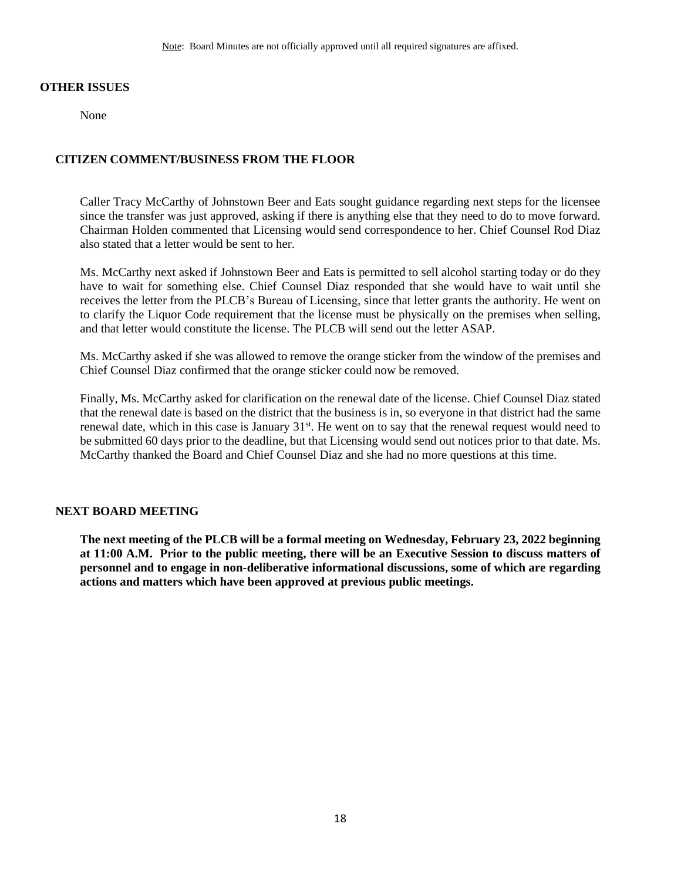**OTHER ISSUES**

None

**CITIZEN COMMENT/BUSINESS FROM THE FLOOR**

Caller Tracy McCarthy of Johnstown Beer and Eats sought guidance regarding next steps for the licensee since the transfer was just approved, asking if there is anything else that they need to do to move forward. Chairman Holden commented that Licensing would send correspondence to her. Chief Counsel Rod Diaz also stated that a letter would be sent to her.

Ms. McCarthy next asked if Johnstown Beer and Eats is permitted to sell alcohol starting today or do they have to wait for something else. Chief Counsel Diaz responded that she would have to wait until she receives the letter from the PLCB's Bureau of Licensing, since that letter grants the authority. He went on to clarify the Liquor Code requirement that the license must be physically on the premises when selling, and that letter would constitute the license. The PLCB will send out the letter ASAP.

Ms. McCarthy asked if she was allowed to remove the orange sticker from the window of the premises and Chief Counsel Diaz confirmed that the orange sticker could now be removed.

Finally, Ms. McCarthy asked for clarification on the renewal date of the license. Chief Counsel Diaz stated that the renewal date is based on the district that the business is in, so everyone in that district had the same renewal date, which in this case is January 31st. He went on to say that the renewal request would need to be submitted 60 days prior to the deadline, but that Licensing would send out notices prior to that date. Ms. McCarthy thanked the Board and Chief Counsel Diaz and she had no more questions at this time.

**NEXT BOARD MEETING**

**The next meeting of the PLCB will be a formal meeting on Wednesday, February 23, 2022 beginning at 11:00 A.M. Prior to the public meeting, there will be an Executive Session to discuss matters of personnel and to engage in non-deliberative informational discussions, some of which are regarding actions and matters which have been approved at previous public meetings.**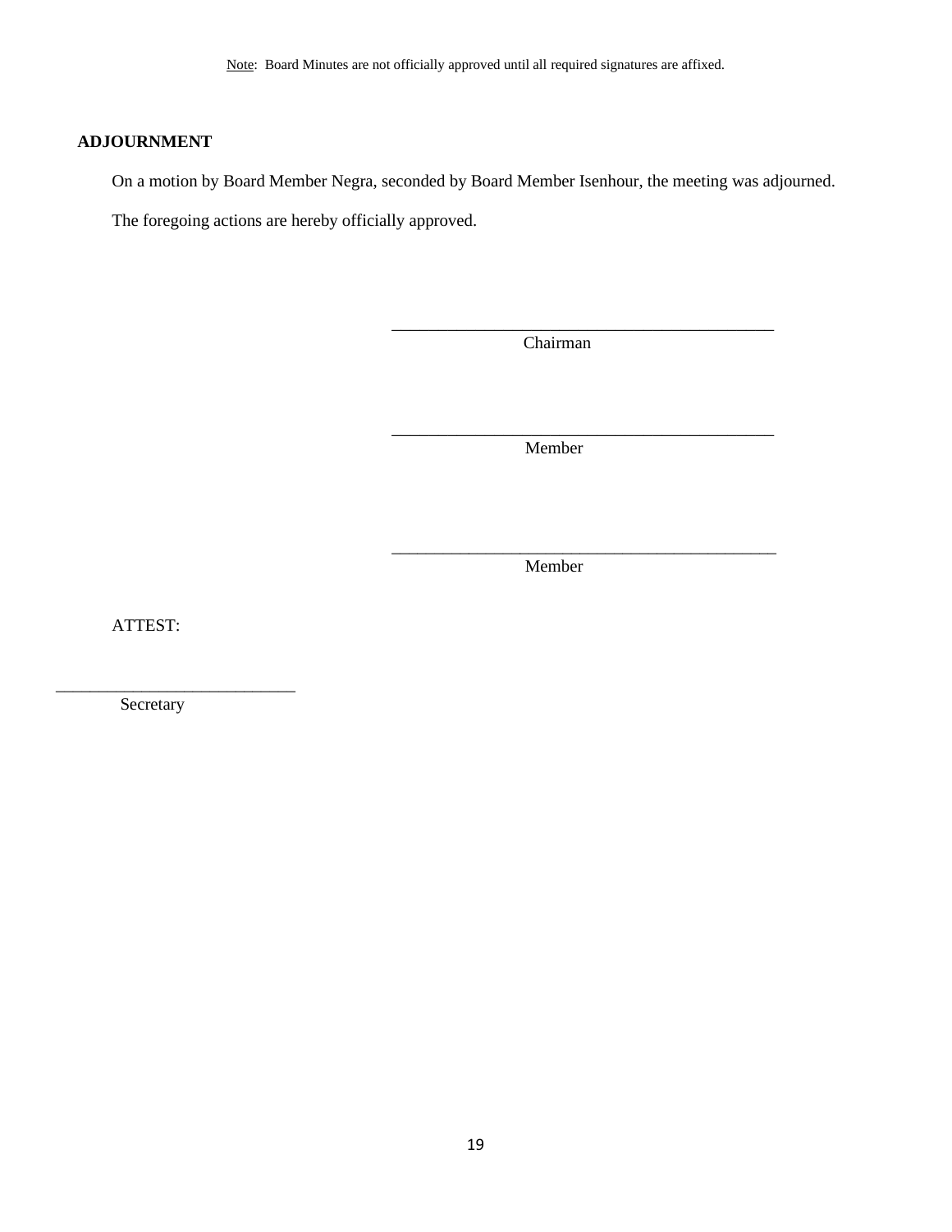Note: Board Minutes are not officially approved until all required signatures are affixed.

**ADJOURNMENT**

On a motion by Board Member Negra, seconded by Board Member Isenhour, the meeting was adjourned.

The foregoing actions are hereby officially approved.

\_\_\_\_\_\_\_\_\_\_\_\_\_\_\_\_\_\_\_\_\_\_\_\_\_\_\_\_\_\_\_\_\_\_\_\_\_\_\_\_\_\_\_\_
Chairman

\_\_\_\_\_\_\_\_\_\_\_\_\_\_\_\_\_\_\_\_\_\_\_\_\_\_\_\_\_\_\_\_\_\_\_\_\_\_\_\_\_\_\_\_
Member

\_\_\_\_\_\_\_\_\_\_\_\_\_\_\_\_\_\_\_\_\_\_\_\_\_\_\_\_\_\_\_\_\_\_\_\_\_\_\_\_\_\_\_\_
Member

ATTEST:

\_\_\_\_\_\_\_\_\_\_\_\_\_\_\_\_\_\_\_\_\_\_\_\_\_\_\_\_
Secretary